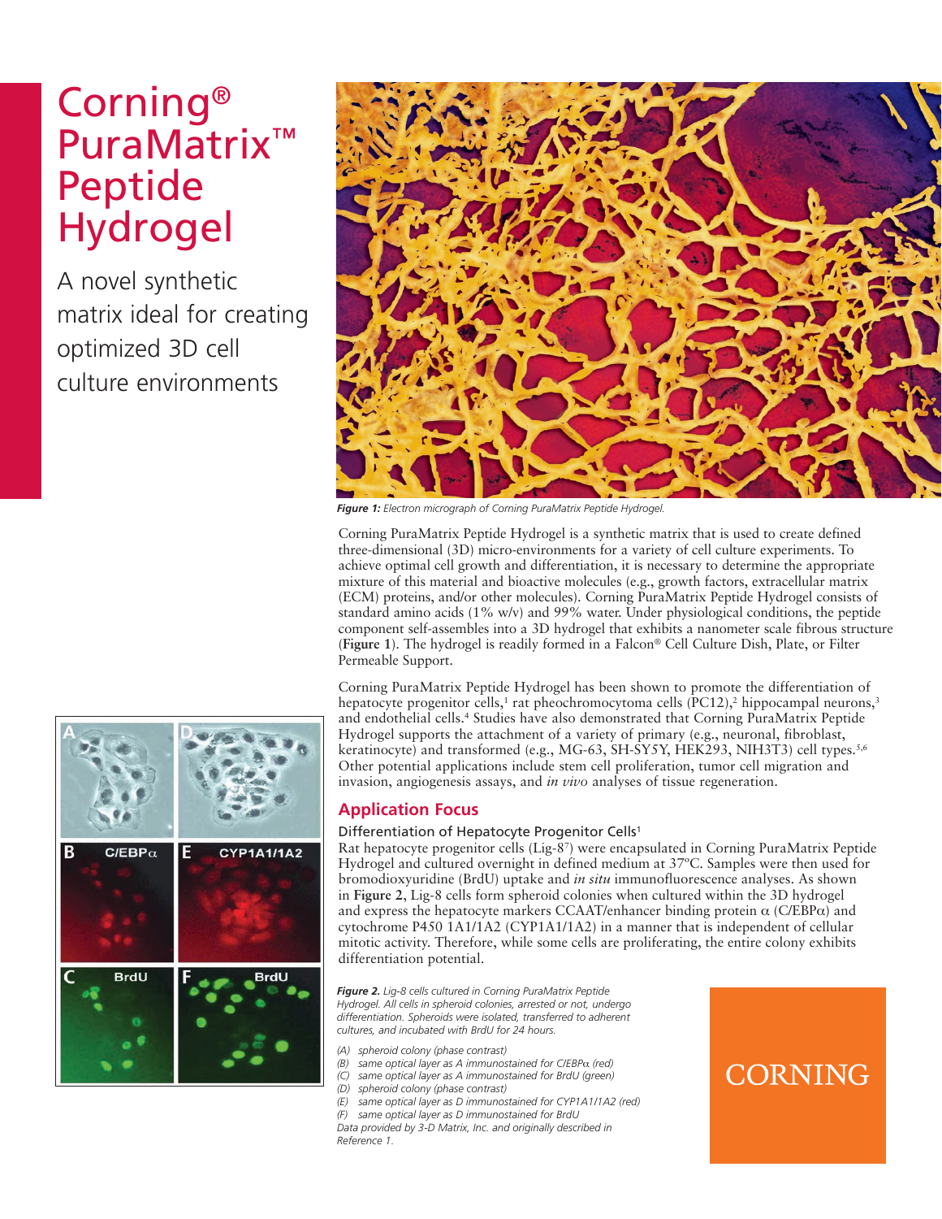# Corning® PuraMatrix™ Peptide Hydrogel

A novel synthetic matrix ideal for creating optimized 3D cell culture environments

***Figure 1:*** *Electron micrograph of Corning PuraMatrix Peptide Hydrogel.*

Corning PuraMatrix Peptide Hydrogel is a synthetic matrix that is used to create defined three-dimensional (3D) micro-environments for a variety of cell culture experiments. To achieve optimal cell growth and differentiation, it is necessary to determine the appropriate mixture of this material and bioactive molecules (e.g., growth factors, extracellular matrix (ECM) proteins, and/or other molecules). Corning PuraMatrix Peptide Hydrogel consists of standard amino acids (1% w/v) and 99% water. Under physiological conditions, the peptide component self-assembles into a 3D hydrogel that exhibits a nanometer scale fibrous structure (**Figure 1**). The hydrogel is readily formed in a Falcon® Cell Culture Dish, Plate, or Filter Permeable Support.

Corning PuraMatrix Peptide Hydrogel has been shown to promote the differentiation of hepatocyte progenitor cells,[1] rat pheochromocytoma cells (PC12),[2] hippocampal neurons,[3] and endothelial cells.[4] Studies have also demonstrated that Corning PuraMatrix Peptide Hydrogel supports the attachment of a variety of primary (e.g., neuronal, fibroblast, keratinocyte) and transformed (e.g., MG-63, SH-SY5Y, HEK293, NIH3T3) cell types.[5,6] Other potential applications include stem cell proliferation, tumor cell migration and invasion, angiogenesis assays, and *in vivo* analyses of tissue regeneration.

## Application Focus

### Differentiation of Hepatocyte Progenitor Cells[1]

Rat hepatocyte progenitor cells (Lig-8[7]) were encapsulated in Corning PuraMatrix Peptide Hydrogel and cultured overnight in defined medium at 37ºC. Samples were then used for bromodioxyuridine (BrdU) uptake and *in situ* immunofluorescence analyses. As shown in **Figure 2**, Lig-8 cells form spheroid colonies when cultured within the 3D hydrogel and express the hepatocyte markers CCAAT/enhancer binding protein α (C/EBPα) and cytochrome P450 1A1/1A2 (CYP1A1/1A2) in a manner that is independent of cellular mitotic activity. Therefore, while some cells are proliferating, the entire colony exhibits differentiation potential.

***Figure 2.*** *Lig-8 cells cultured in Corning PuraMatrix Peptide Hydrogel. All cells in spheroid colonies, arrested or not, undergo differentiation. Spheroids were isolated, transferred to adherent cultures, and incubated with BrdU for 24 hours.*

- *(A) spheroid colony (phase contrast)*
- *(B) same optical layer as A immunostained for C/EBPα (red)*
- *(C) same optical layer as A immunostained for BrdU (green)*
- *(D) spheroid colony (phase contrast)*
- *(E) same optical layer as D immunostained for CYP1A1/1A2 (red)*
- *(F) same optical layer as D immunostained for BrdU*

*Data provided by 3-D Matrix, Inc. and originally described in Reference 1.*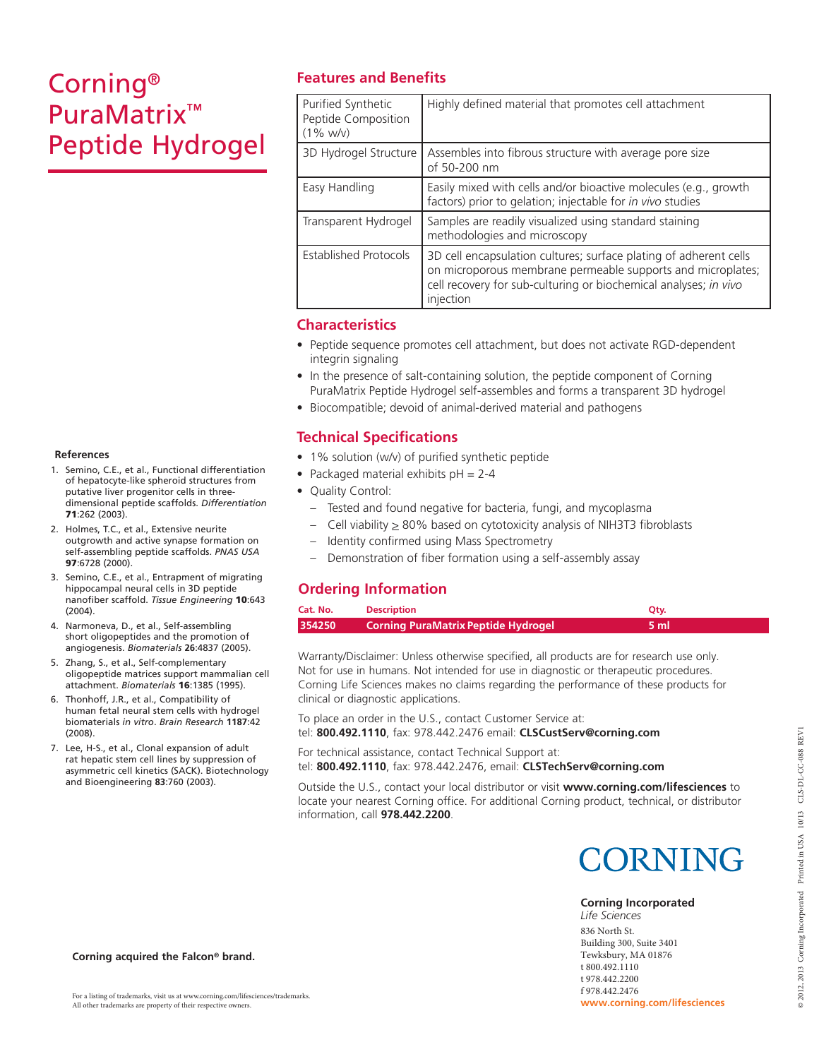# Corning® PuraMatrix™ Peptide Hydrogel

## Features and Benefits

| | |
|---|---|
| Purified Synthetic Peptide Composition (1% w/v) | Highly defined material that promotes cell attachment |
| 3D Hydrogel Structure | Assembles into fibrous structure with average pore size of 50-200 nm |
| Easy Handling | Easily mixed with cells and/or bioactive molecules (e.g., growth factors) prior to gelation; injectable for *in vivo* studies |
| Transparent Hydrogel | Samples are readily visualized using standard staining methodologies and microscopy |
| Established Protocols | 3D cell encapsulation cultures; surface plating of adherent cells on microporous membrane permeable supports and microplates; cell recovery for sub-culturing or biochemical analyses; *in vivo* injection |

## Characteristics

- Peptide sequence promotes cell attachment, but does not activate RGD-dependent integrin signaling
- In the presence of salt-containing solution, the peptide component of Corning PuraMatrix Peptide Hydrogel self-assembles and forms a transparent 3D hydrogel
- Biocompatible; devoid of animal-derived material and pathogens

## Technical Specifications

- 1% solution (w/v) of purified synthetic peptide
- Packaged material exhibits pH = 2-4
- Quality Control:
  - Tested and found negative for bacteria, fungi, and mycoplasma
  - Cell viability ≥ 80% based on cytotoxicity analysis of NIH3T3 fibroblasts
  - Identity confirmed using Mass Spectrometry
  - Demonstration of fiber formation using a self-assembly assay

## Ordering Information

| Cat. No. | Description | Qty. |
|---|---|---|
| 354250 | Corning PuraMatrix Peptide Hydrogel | 5 ml |

Warranty/Disclaimer: Unless otherwise specified, all products are for research use only. Not for use in humans. Not intended for use in diagnostic or therapeutic procedures. Corning Life Sciences makes no claims regarding the performance of these products for clinical or diagnostic applications.

To place an order in the U.S., contact Customer Service at:
tel: **800.492.1110**, fax: 978.442.2476 email: **CLSCustServ@corning.com**

For technical assistance, contact Technical Support at:
tel: **800.492.1110**, fax: 978.442.2476, email: **CLSTechServ@corning.com**

Outside the U.S., contact your local distributor or visit **www.corning.com/lifesciences** to locate your nearest Corning office. For additional Corning product, technical, or distributor information, call **978.442.2200**.

### References

1. Semino, C.E., et al., Functional differentiation of hepatocyte-like spheroid structures from putative liver progenitor cells in three-dimensional peptide scaffolds. *Differentiation* **71**:262 (2003).
2. Holmes, T.C., et al., Extensive neurite outgrowth and active synapse formation on self-assembling peptide scaffolds. *PNAS USA* **97**:6728 (2000).
3. Semino, C.E., et al., Entrapment of migrating hippocampal neural cells in 3D peptide nanofiber scaffold. *Tissue Engineering* **10**:643 (2004).
4. Narmoneva, D., et al., Self-assembling short oligopeptides and the promotion of angiogenesis. *Biomaterials* **26**:4837 (2005).
5. Zhang, S., et al., Self-complementary oligopeptide matrices support mammalian cell attachment. *Biomaterials* **16**:1385 (1995).
6. Thonhoff, J.R., et al., Compatibility of human fetal neural stem cells with hydrogel biomaterials *in vitro*. *Brain Research* **1187**:42 (2008).
7. Lee, H-S., et al., Clonal expansion of adult rat hepatic stem cell lines by suppression of asymmetric cell kinetics (SACK). Biotechnology and Bioengineering **83**:760 (2003).

**Corning acquired the Falcon® brand.**

For a listing of trademarks, visit us at www.corning.com/lifesciences/trademarks.
All other trademarks are property of their respective owners.

CORNING

**Corning Incorporated**
*Life Sciences*
836 North St.
Building 300, Suite 3401
Tewksbury, MA 01876
t 800.492.1110
t 978.442.2200
f 978.442.2476
**www.corning.com/lifesciences**

© 2012, 2013 Corning Incorporated Printed in USA 10/13 CLS-DL-CC-088 REV1